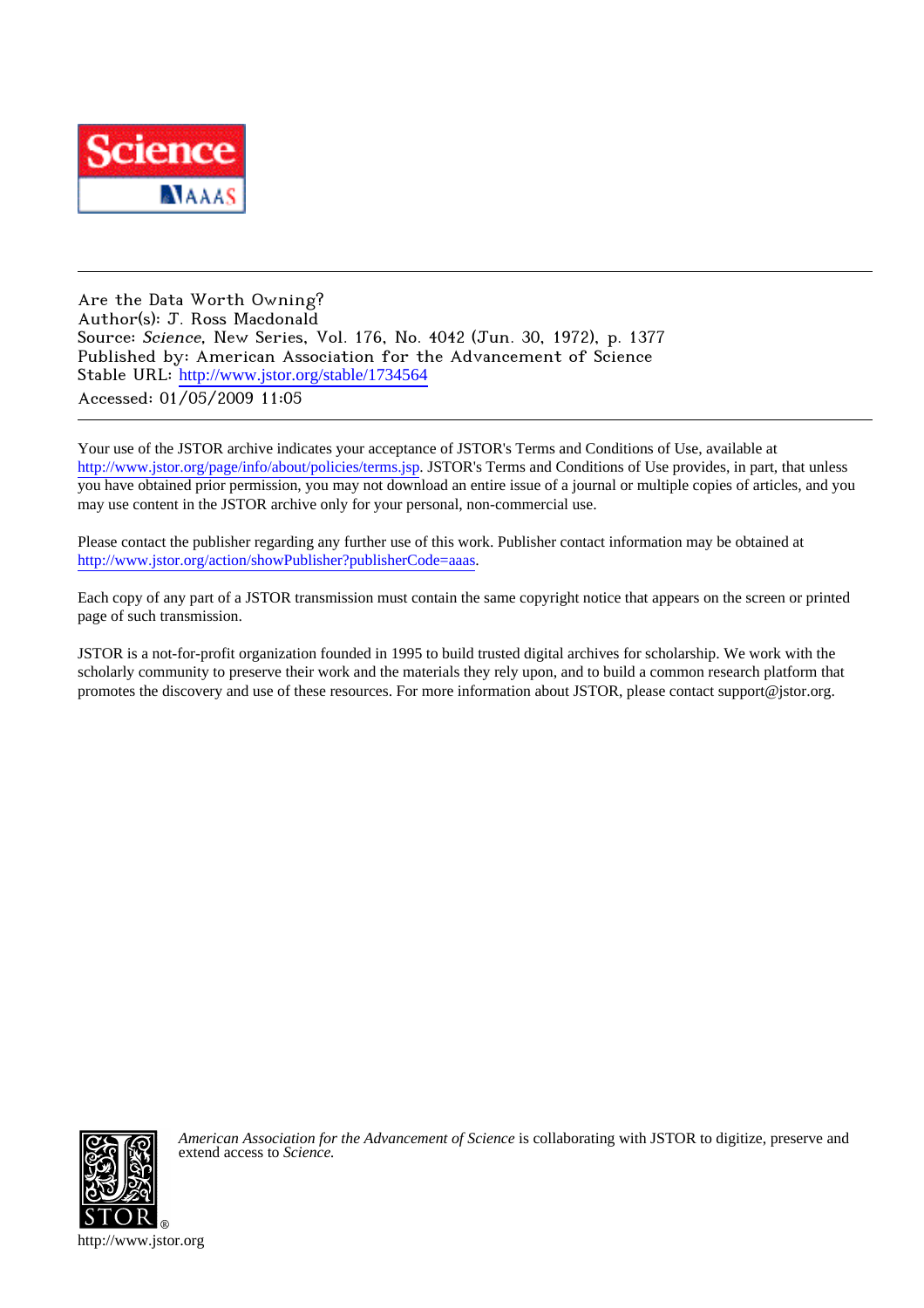Are the Data Worth Owning?
Author(s): J. Ross Macdonald
Source: *Science*, New Series, Vol. 176, No. 4042 (Jun. 30, 1972), p. 1377
Published by: American Association for the Advancement of Science
Stable URL: http://www.jstor.org/stable/1734564
Accessed: 01/05/2009 11:05

Your use of the JSTOR archive indicates your acceptance of JSTOR's Terms and Conditions of Use, available at http://www.jstor.org/page/info/about/policies/terms.jsp. JSTOR's Terms and Conditions of Use provides, in part, that unless you have obtained prior permission, you may not download an entire issue of a journal or multiple copies of articles, and you may use content in the JSTOR archive only for your personal, non-commercial use.

Please contact the publisher regarding any further use of this work. Publisher contact information may be obtained at http://www.jstor.org/action/showPublisher?publisherCode=aaas.

Each copy of any part of a JSTOR transmission must contain the same copyright notice that appears on the screen or printed page of such transmission.

JSTOR is a not-for-profit organization founded in 1995 to build trusted digital archives for scholarship. We work with the scholarly community to preserve their work and the materials they rely upon, and to build a common research platform that promotes the discovery and use of these resources. For more information about JSTOR, please contact support@jstor.org.

*American Association for the Advancement of Science* is collaborating with JSTOR to digitize, preserve and extend access to *Science.*

http://www.jstor.org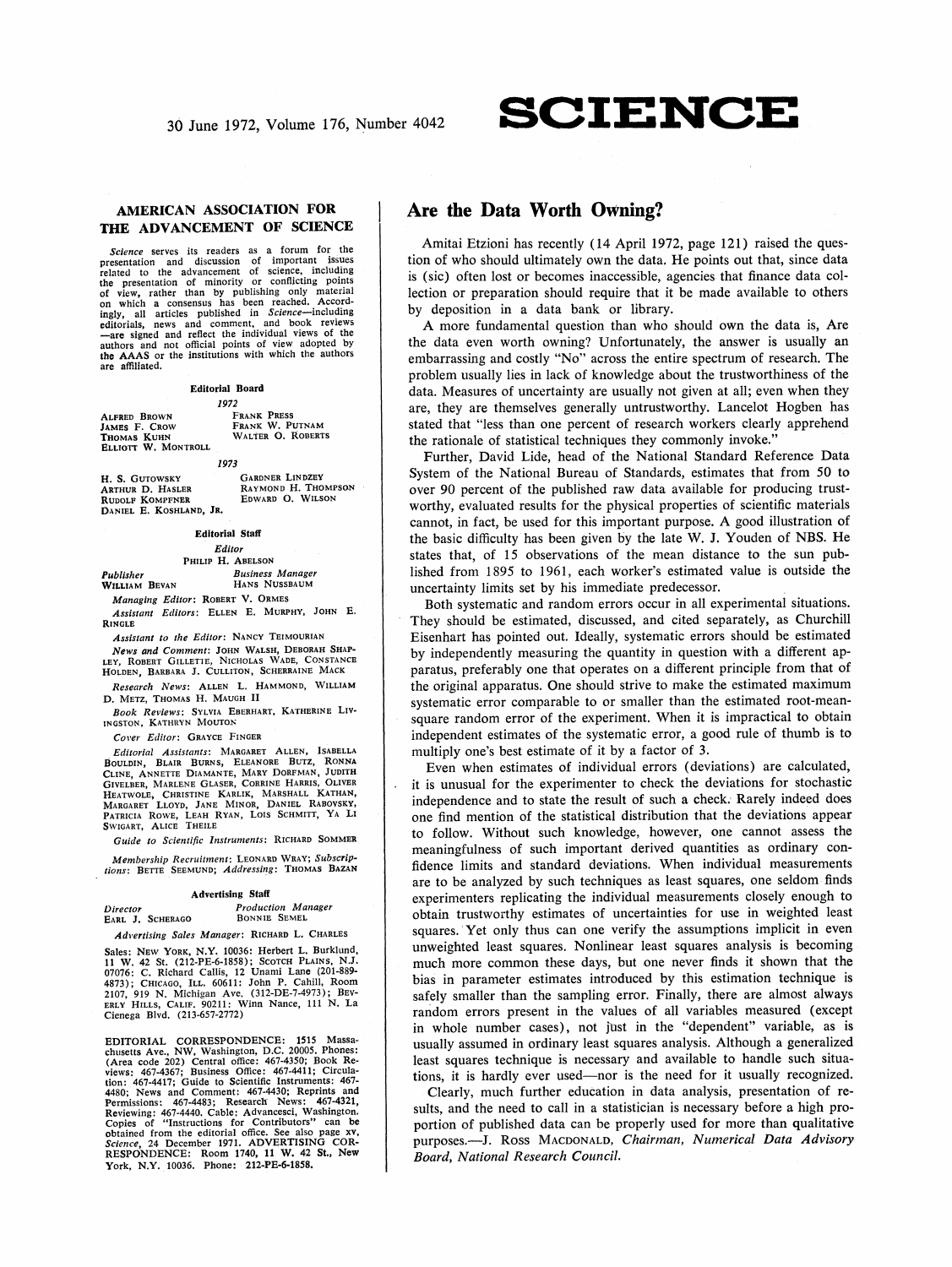# SCIENCE

30 June 1972, Volume 176, Number 4042

## AMERICAN ASSOCIATION FOR THE ADVANCEMENT OF SCIENCE

*Science* serves its readers as a forum for the presentation and discussion of important issues related to the advancement of science, including the presentation of minority or conflicting points of view, rather than by publishing only material on which a consensus has been reached. Accordingly, all articles published in *Science*—including editorials, news and comment, and book reviews—are signed and reflect the individual views of the authors and not official points of view adopted by the AAAS or the institutions with which the authors are affiliated.

### Editorial Board

*1972*

ALFRED BROWN, JAMES F. CROW, THOMAS KUHN, ELLIOTT W. MONTROLL, FRANK PRESS, FRANK W. PUTNAM, WALTER O. ROBERTS

*1973*

H. S. GUTOWSKY, ARTHUR D. HASLER, RUDOLF KOMPFNER, DANIEL E. KOSHLAND, JR., GARDNER LINDZEY, RAYMOND H. THOMPSON, EDWARD O. WILSON

### Editorial Staff

*Editor*
PHILIP H. ABELSON

*Publisher*
WILLIAM BEVAN

*Business Manager*
HANS NUSSBAUM

*Managing Editor:* ROBERT V. ORMES

*Assistant Editors:* ELLEN E. MURPHY, JOHN E. RINGLE

*Assistant to the Editor:* NANCY TEIMOURIAN

*News and Comment:* JOHN WALSH, DEBORAH SHAPLEY, ROBERT GILLETTE, NICHOLAS WADE, CONSTANCE HOLDEN, BARBARA J. CULLITON, SCHERRAINE MACK

*Research News:* ALLEN L. HAMMOND, WILLIAM D. METZ, THOMAS H. MAUGH II

*Book Reviews:* SYLVIA EBERHART, KATHERINE LIVINGSTON, KATHRYN MOUTON

*Cover Editor:* GRAYCE FINGER

*Editorial Assistants:* MARGARET ALLEN, ISABELLA BOULDIN, BLAIR BURNS, ELEANORE BUTZ, RONNA CLINE, ANNETTE DIAMANTE, MARY DORFMAN, JUDITH GIVELBER, MARLENE GLASER, CORRINE HARRIS, OLIVER HEATWOLE, CHRISTINE KARLIK, MARSHALL KATHAN, MARGARET LLOYD, JANE MINOR, DANIEL RABOVSKY, PATRICIA ROWE, LEAH RYAN, LOIS SCHMITT, YA LI SWIGART, ALICE THEILE

*Guide to Scientific Instruments:* RICHARD SOMMER

*Membership Recruitment:* LEONARD WRAY; *Subscriptions:* BETTE SEEMUND; *Addressing:* THOMAS BAZAN

### Advertising Staff

*Director*
EARL J. SCHERAGO

*Production Manager*
BONNIE SEMEL

*Advertising Sales Manager:* RICHARD L. CHARLES

Sales: NEW YORK, N.Y. 10036: Herbert L. Burklund, 11 W. 42 St. (212-PE-6-1858); SCOTCH PLAINS, N.J. 07076: C. Richard Callis, 12 Unami Lane (201-889-4873); CHICAGO, ILL. 60611: John P. Cahill, Room 2107, 919 N. Michigan Ave. (312-DE-7-4973); BEVERLY HILLS, CALIF. 90211: Winn Nance, 111 N. La Cienega Blvd. (213-657-2772)

EDITORIAL CORRESPONDENCE: 1515 Massachusetts Ave., NW, Washington, D.C. 20005. Phones: (Area code 202) Central office: 467-4350; Book Reviews: 467-4367; Business Office: 467-4411; Circulation: 467-4417; Guide to Scientific Instruments: 467-4480; News and Comment: 467-4430; Reprints and Permissions: 467-4483; Research News: 467-4321, Reviewing: 467-4440. Cable: Advancesci, Washington. Copies of "Instructions for Contributors" can be obtained from the editorial office. See also page xv, *Science*, 24 December 1971. ADVERTISING CORRESPONDENCE: Room 1740, 11 W. 42 St., New York, N.Y. 10036. Phone: 212-PE-6-1858.

## Are the Data Worth Owning?

Amitai Etzioni has recently (14 April 1972, page 121) raised the question of who should ultimately own the data. He points out that, since data is (sic) often lost or becomes inaccessible, agencies that finance data collection or preparation should require that it be made available to others by deposition in a data bank or library.

A more fundamental question than who should own the data is, Are the data even worth owning? Unfortunately, the answer is usually an embarrassing and costly "No" across the entire spectrum of research. The problem usually lies in lack of knowledge about the trustworthiness of the data. Measures of uncertainty are usually not given at all; even when they are, they are themselves generally untrustworthy. Lancelot Hogben has stated that "less than one percent of research workers clearly apprehend the rationale of statistical techniques they commonly invoke."

Further, David Lide, head of the National Standard Reference Data System of the National Bureau of Standards, estimates that from 50 to over 90 percent of the published raw data available for producing trustworthy, evaluated results for the physical properties of scientific materials cannot, in fact, be used for this important purpose. A good illustration of the basic difficulty has been given by the late W. J. Youden of NBS. He states that, of 15 observations of the mean distance to the sun published from 1895 to 1961, each worker's estimated value is outside the uncertainty limits set by his immediate predecessor.

Both systematic and random errors occur in all experimental situations. They should be estimated, discussed, and cited separately, as Churchill Eisenhart has pointed out. Ideally, systematic errors should be estimated by independently measuring the quantity in question with a different apparatus, preferably one that operates on a different principle from that of the original apparatus. One should strive to make the estimated maximum systematic error comparable to or smaller than the estimated root-mean-square random error of the experiment. When it is impractical to obtain independent estimates of the systematic error, a good rule of thumb is to multiply one's best estimate of it by a factor of 3.

Even when estimates of individual errors (deviations) are calculated, it is unusual for the experimenter to check the deviations for stochastic independence and to state the result of such a check. Rarely indeed does one find mention of the statistical distribution that the deviations appear to follow. Without such knowledge, however, one cannot assess the meaningfulness of such important derived quantities as ordinary confidence limits and standard deviations. When individual measurements are to be analyzed by such techniques as least squares, one seldom finds experimenters replicating the individual measurements closely enough to obtain trustworthy estimates of uncertainties for use in weighted least squares. Yet only thus can one verify the assumptions implicit in even unweighted least squares. Nonlinear least squares analysis is becoming much more common these days, but one never finds it shown that the bias in parameter estimates introduced by this estimation technique is safely smaller than the sampling error. Finally, there are almost always random errors present in the values of all variables measured (except in whole number cases), not just in the "dependent" variable, as is usually assumed in ordinary least squares analysis. Although a generalized least squares technique is necessary and available to handle such situations, it is hardly ever used—nor is the need for it usually recognized.

Clearly, much further education in data analysis, presentation of results, and the need to call in a statistician is necessary before a high proportion of published data can be properly used for more than qualitative purposes.—J. ROSS MACDONALD, *Chairman, Numerical Data Advisory Board, National Research Council.*